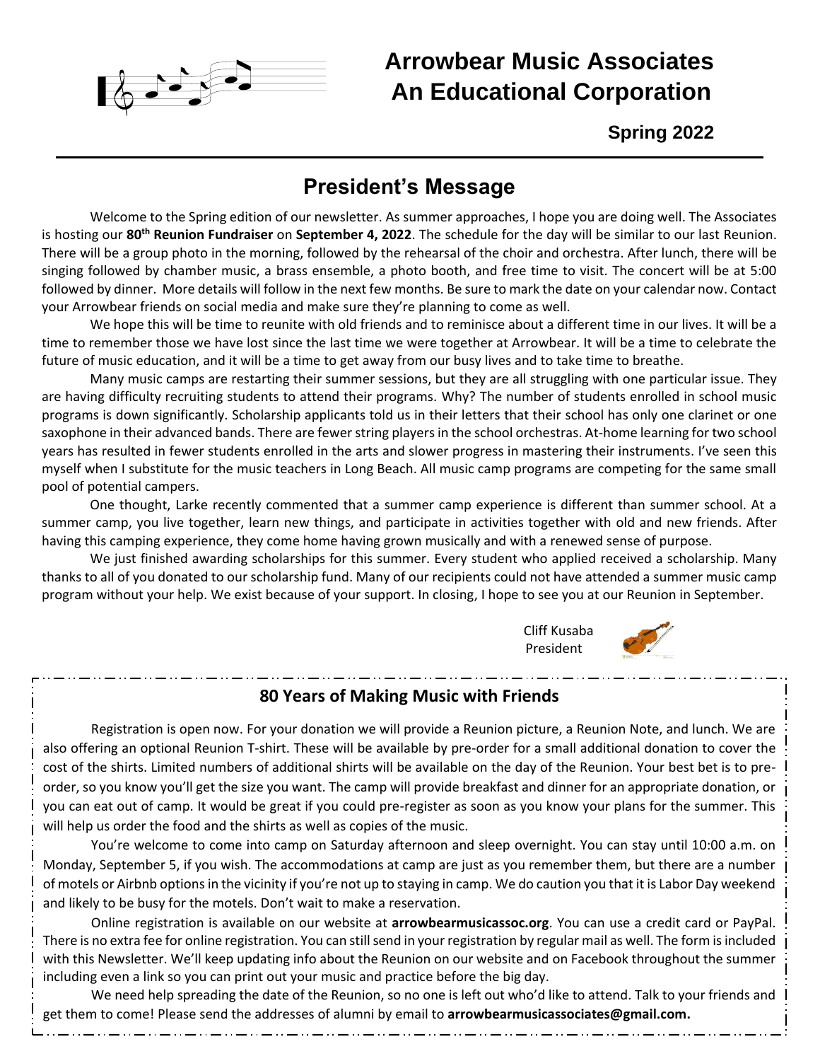# Arrowbear Music Associates
# An Educational Corporation

**Spring 2022**

## President's Message

Welcome to the Spring edition of our newsletter. As summer approaches, I hope you are doing well. The Associates is hosting our **80th Reunion Fundraiser** on **September 4, 2022**. The schedule for the day will be similar to our last Reunion. There will be a group photo in the morning, followed by the rehearsal of the choir and orchestra. After lunch, there will be singing followed by chamber music, a brass ensemble, a photo booth, and free time to visit. The concert will be at 5:00 followed by dinner. More details will follow in the next few months. Be sure to mark the date on your calendar now. Contact your Arrowbear friends on social media and make sure they're planning to come as well.

We hope this will be time to reunite with old friends and to reminisce about a different time in our lives. It will be a time to remember those we have lost since the last time we were together at Arrowbear. It will be a time to celebrate the future of music education, and it will be a time to get away from our busy lives and to take time to breathe.

Many music camps are restarting their summer sessions, but they are all struggling with one particular issue. They are having difficulty recruiting students to attend their programs. Why? The number of students enrolled in school music programs is down significantly. Scholarship applicants told us in their letters that their school has only one clarinet or one saxophone in their advanced bands. There are fewer string players in the school orchestras. At-home learning for two school years has resulted in fewer students enrolled in the arts and slower progress in mastering their instruments. I've seen this myself when I substitute for the music teachers in Long Beach. All music camp programs are competing for the same small pool of potential campers.

One thought, Larke recently commented that a summer camp experience is different than summer school. At a summer camp, you live together, learn new things, and participate in activities together with old and new friends. After having this camping experience, they come home having grown musically and with a renewed sense of purpose.

We just finished awarding scholarships for this summer. Every student who applied received a scholarship. Many thanks to all of you donated to our scholarship fund. Many of our recipients could not have attended a summer music camp program without your help. We exist because of your support. In closing, I hope to see you at our Reunion in September.

Cliff Kusaba
President

## 80 Years of Making Music with Friends

Registration is open now. For your donation we will provide a Reunion picture, a Reunion Note, and lunch. We are also offering an optional Reunion T-shirt. These will be available by pre-order for a small additional donation to cover the cost of the shirts. Limited numbers of additional shirts will be available on the day of the Reunion. Your best bet is to pre-order, so you know you'll get the size you want. The camp will provide breakfast and dinner for an appropriate donation, or you can eat out of camp. It would be great if you could pre-register as soon as you know your plans for the summer. This will help us order the food and the shirts as well as copies of the music.

You're welcome to come into camp on Saturday afternoon and sleep overnight. You can stay until 10:00 a.m. on Monday, September 5, if you wish. The accommodations at camp are just as you remember them, but there are a number of motels or Airbnb options in the vicinity if you're not up to staying in camp. We do caution you that it is Labor Day weekend and likely to be busy for the motels. Don't wait to make a reservation.

Online registration is available on our website at **arrowbearmusicassoc.org**. You can use a credit card or PayPal. There is no extra fee for online registration. You can still send in your registration by regular mail as well. The form is included with this Newsletter. We'll keep updating info about the Reunion on our website and on Facebook throughout the summer including even a link so you can print out your music and practice before the big day.

We need help spreading the date of the Reunion, so no one is left out who'd like to attend. Talk to your friends and get them to come! Please send the addresses of alumni by email to **arrowbearmusicassociates@gmail.com.**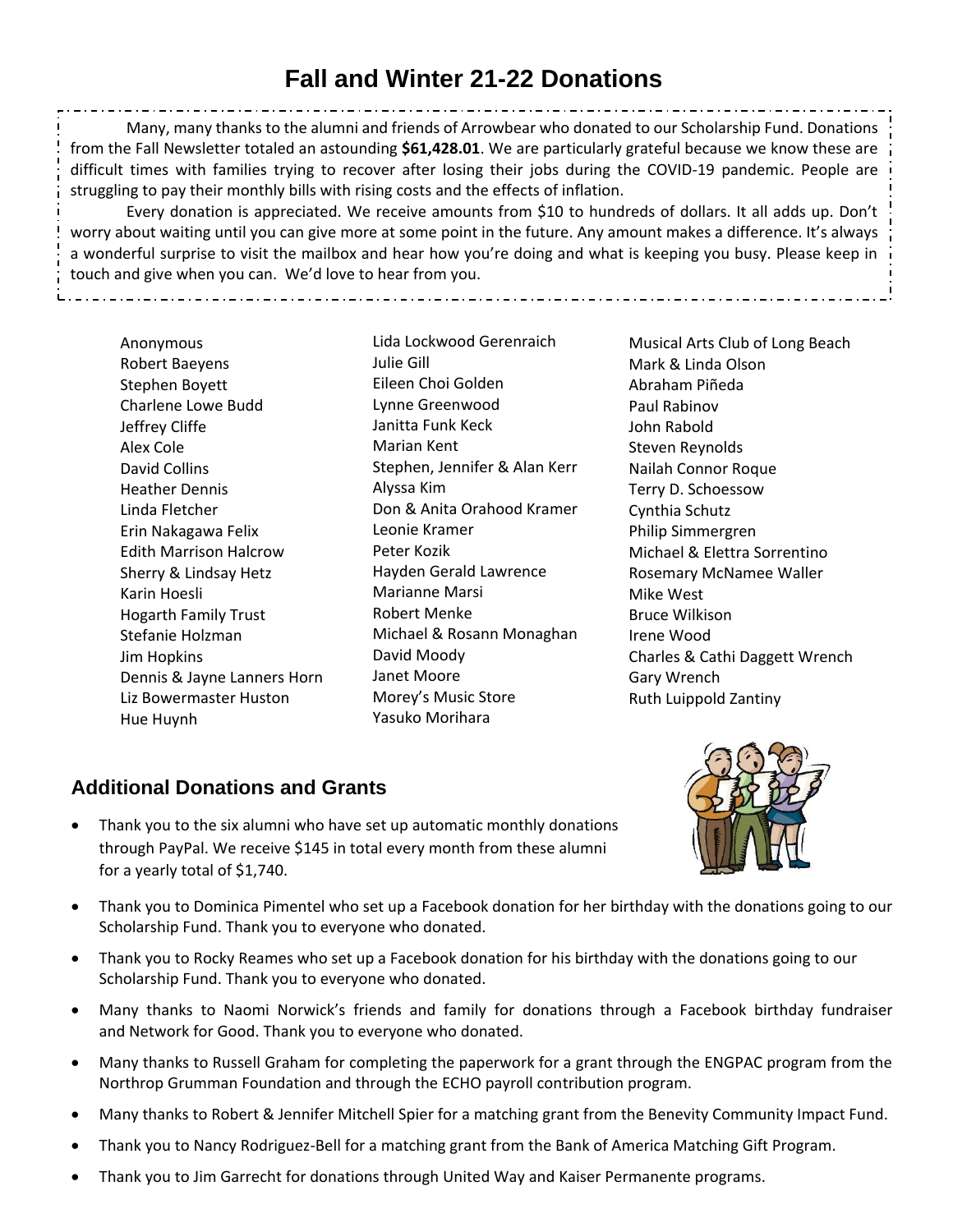# Fall and Winter 21-22 Donations

Many, many thanks to the alumni and friends of Arrowbear who donated to our Scholarship Fund. Donations from the Fall Newsletter totaled an astounding **$61,428.01**. We are particularly grateful because we know these are difficult times with families trying to recover after losing their jobs during the COVID-19 pandemic. People are struggling to pay their monthly bills with rising costs and the effects of inflation.

Every donation is appreciated. We receive amounts from $10 to hundreds of dollars. It all adds up. Don't worry about waiting until you can give more at some point in the future. Any amount makes a difference. It's always a wonderful surprise to visit the mailbox and hear how you're doing and what is keeping you busy. Please keep in touch and give when you can. We'd love to hear from you.

Anonymous
Robert Baeyens
Stephen Boyett
Charlene Lowe Budd
Jeffrey Cliffe
Alex Cole
David Collins
Heather Dennis
Linda Fletcher
Erin Nakagawa Felix
Edith Marrison Halcrow
Sherry & Lindsay Hetz
Karin Hoesli
Hogarth Family Trust
Stefanie Holzman
Jim Hopkins
Dennis & Jayne Lanners Horn
Liz Bowermaster Huston
Hue Huynh
Lida Lockwood Gerenraich
Julie Gill
Eileen Choi Golden
Lynne Greenwood
Janitta Funk Keck
Marian Kent
Stephen, Jennifer & Alan Kerr
Alyssa Kim
Don & Anita Orahood Kramer
Leonie Kramer
Peter Kozik
Hayden Gerald Lawrence
Marianne Marsi
Robert Menke
Michael & Rosann Monaghan
David Moody
Janet Moore
Morey's Music Store
Yasuko Morihara
Musical Arts Club of Long Beach
Mark & Linda Olson
Abraham Piñeda
Paul Rabinov
John Rabold
Steven Reynolds
Nailah Connor Roque
Terry D. Schoessow
Cynthia Schutz
Philip Simmergren
Michael & Elettra Sorrentino
Rosemary McNamee Waller
Mike West
Bruce Wilkison
Irene Wood
Charles & Cathi Daggett Wrench
Gary Wrench
Ruth Luippold Zantiny

## Additional Donations and Grants

- Thank you to the six alumni who have set up automatic monthly donations through PayPal. We receive $145 in total every month from these alumni for a yearly total of $1,740.
- Thank you to Dominica Pimentel who set up a Facebook donation for her birthday with the donations going to our Scholarship Fund. Thank you to everyone who donated.
- Thank you to Rocky Reames who set up a Facebook donation for his birthday with the donations going to our Scholarship Fund. Thank you to everyone who donated.
- Many thanks to Naomi Norwick's friends and family for donations through a Facebook birthday fundraiser and Network for Good. Thank you to everyone who donated.
- Many thanks to Russell Graham for completing the paperwork for a grant through the ENGPAC program from the Northrop Grumman Foundation and through the ECHO payroll contribution program.
- Many thanks to Robert & Jennifer Mitchell Spier for a matching grant from the Benevity Community Impact Fund.
- Thank you to Nancy Rodriguez-Bell for a matching grant from the Bank of America Matching Gift Program.
- Thank you to Jim Garrecht for donations through United Way and Kaiser Permanente programs.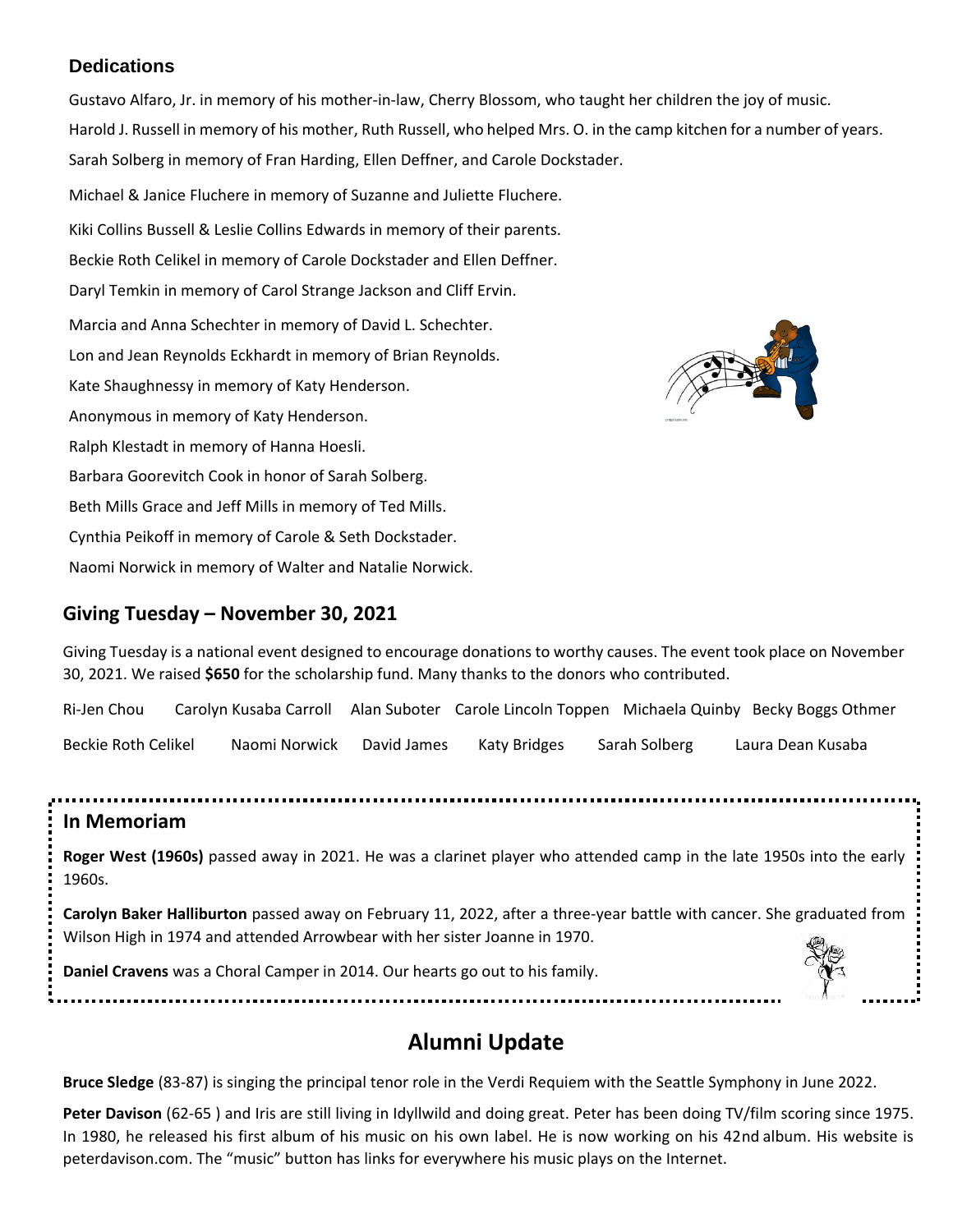## Dedications

Gustavo Alfaro, Jr. in memory of his mother-in-law, Cherry Blossom, who taught her children the joy of music.

Harold J. Russell in memory of his mother, Ruth Russell, who helped Mrs. O. in the camp kitchen for a number of years.

Sarah Solberg in memory of Fran Harding, Ellen Deffner, and Carole Dockstader.

Michael & Janice Fluchere in memory of Suzanne and Juliette Fluchere.

Kiki Collins Bussell & Leslie Collins Edwards in memory of their parents.

Beckie Roth Celikel in memory of Carole Dockstader and Ellen Deffner.

Daryl Temkin in memory of Carol Strange Jackson and Cliff Ervin.

Marcia and Anna Schechter in memory of David L. Schechter.

Lon and Jean Reynolds Eckhardt in memory of Brian Reynolds.

Kate Shaughnessy in memory of Katy Henderson.

Anonymous in memory of Katy Henderson.

Ralph Klestadt in memory of Hanna Hoesli.

Barbara Goorevitch Cook in honor of Sarah Solberg.

Beth Mills Grace and Jeff Mills in memory of Ted Mills.

Cynthia Peikoff in memory of Carole & Seth Dockstader.

Naomi Norwick in memory of Walter and Natalie Norwick.

## Giving Tuesday – November 30, 2021

Giving Tuesday is a national event designed to encourage donations to worthy causes. The event took place on November 30, 2021. We raised **$650** for the scholarship fund. Many thanks to the donors who contributed.

Ri-Jen Chou, Carolyn Kusaba Carroll, Alan Suboter, Carole Lincoln Toppen, Michaela Quinby, Becky Boggs Othmer, Beckie Roth Celikel, Naomi Norwick, David James, Katy Bridges, Sarah Solberg, Laura Dean Kusaba

## In Memoriam

**Roger West (1960s)** passed away in 2021. He was a clarinet player who attended camp in the late 1950s into the early 1960s.

**Carolyn Baker Halliburton** passed away on February 11, 2022, after a three-year battle with cancer. She graduated from Wilson High in 1974 and attended Arrowbear with her sister Joanne in 1970.

**Daniel Cravens** was a Choral Camper in 2014. Our hearts go out to his family.

# Alumni Update

**Bruce Sledge** (83-87) is singing the principal tenor role in the Verdi Requiem with the Seattle Symphony in June 2022.

**Peter Davison** (62-65 ) and Iris are still living in Idyllwild and doing great. Peter has been doing TV/film scoring since 1975. In 1980, he released his first album of his music on his own label. He is now working on his 42nd album. His website is peterdavison.com. The "music" button has links for everywhere his music plays on the Internet.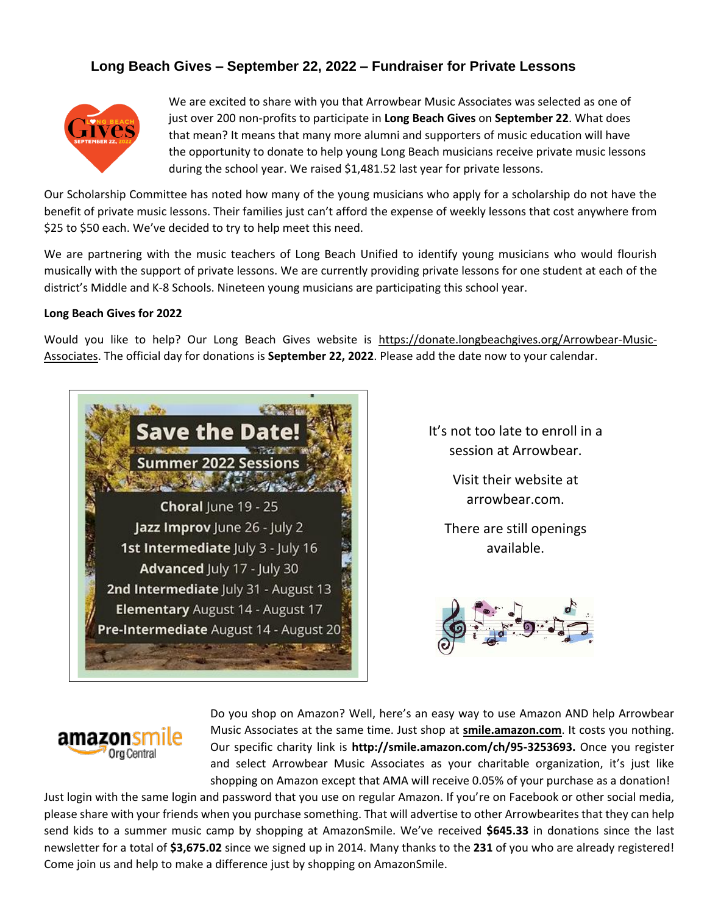## Long Beach Gives – September 22, 2022 – Fundraiser for Private Lessons

We are excited to share with you that Arrowbear Music Associates was selected as one of just over 200 non-profits to participate in **Long Beach Gives** on **September 22**. What does that mean? It means that many more alumni and supporters of music education will have the opportunity to donate to help young Long Beach musicians receive private music lessons during the school year. We raised $1,481.52 last year for private lessons.

Our Scholarship Committee has noted how many of the young musicians who apply for a scholarship do not have the benefit of private music lessons. Their families just can't afford the expense of weekly lessons that cost anywhere from $25 to $50 each. We've decided to try to help meet this need.

We are partnering with the music teachers of Long Beach Unified to identify young musicians who would flourish musically with the support of private lessons. We are currently providing private lessons for one student at each of the district's Middle and K-8 Schools. Nineteen young musicians are participating this school year.

**Long Beach Gives for 2022**

Would you like to help? Our Long Beach Gives website is https://donate.longbeachgives.org/Arrowbear-Music-Associates. The official day for donations is **September 22, 2022**. Please add the date now to your calendar.

**Save the Date!**

**Summer 2022 Sessions**

**Choral** June 19 - 25
**Jazz Improv** June 26 - July 2
**1st Intermediate** July 3 - July 16
**Advanced** July 17 - July 30
**2nd Intermediate** July 31 - August 13
**Elementary** August 14 - August 17
**Pre-Intermediate** August 14 - August 20

It's not too late to enroll in a session at Arrowbear.

Visit their website at arrowbear.com.

There are still openings available.

Do you shop on Amazon? Well, here's an easy way to use Amazon AND help Arrowbear Music Associates at the same time. Just shop at **smile.amazon.com**. It costs you nothing. Our specific charity link is **http://smile.amazon.com/ch/95-3253693.** Once you register and select Arrowbear Music Associates as your charitable organization, it's just like shopping on Amazon except that AMA will receive 0.05% of your purchase as a donation! Just login with the same login and password that you use on regular Amazon. If you're on Facebook or other social media, please share with your friends when you purchase something. That will advertise to other Arrowbearites that they can help send kids to a summer music camp by shopping at AmazonSmile. We've received **$645.33** in donations since the last newsletter for a total of **$3,675.02** since we signed up in 2014. Many thanks to the **231** of you who are already registered! Come join us and help to make a difference just by shopping on AmazonSmile.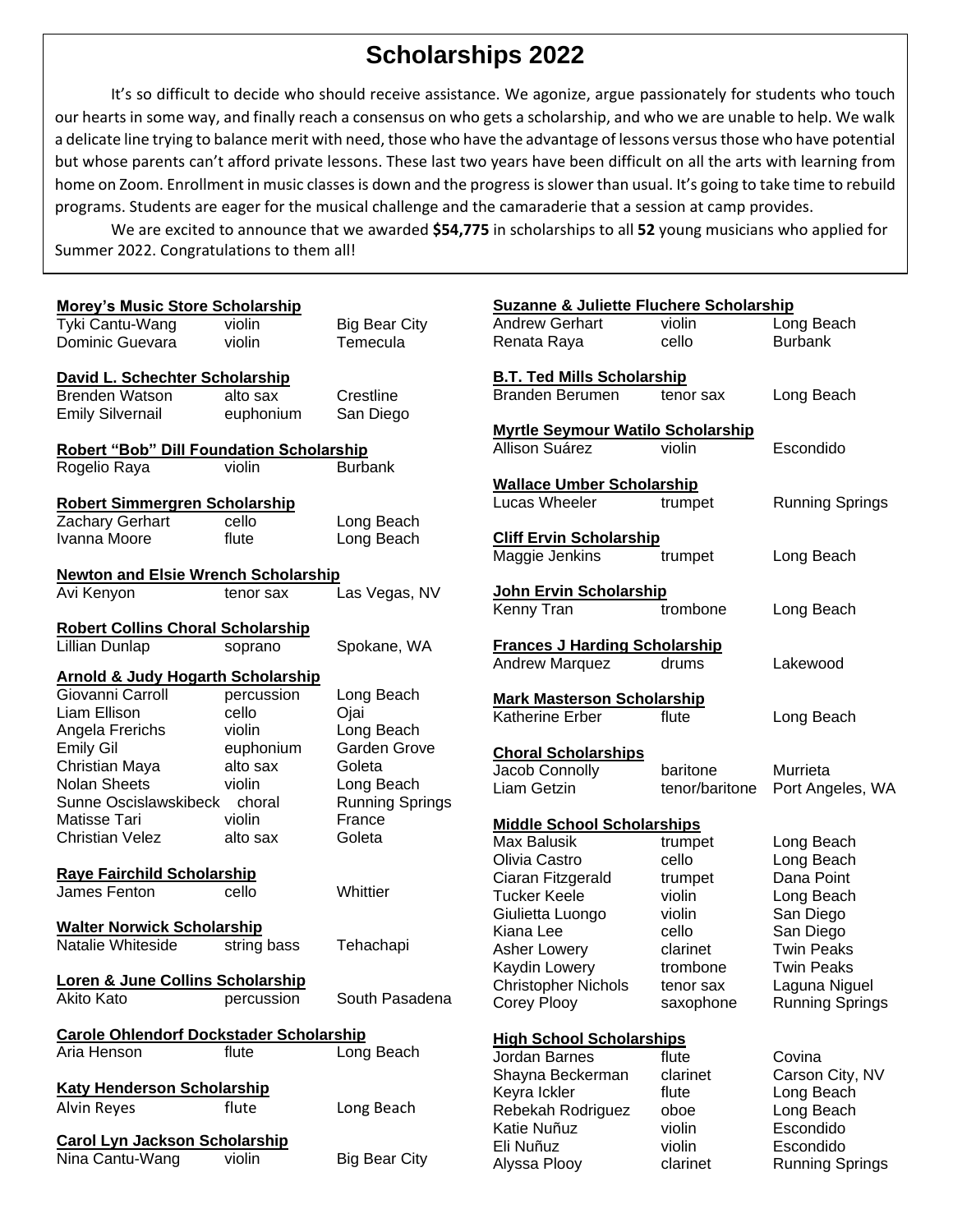# Scholarships 2022

It's so difficult to decide who should receive assistance. We agonize, argue passionately for students who touch our hearts in some way, and finally reach a consensus on who gets a scholarship, and who we are unable to help. We walk a delicate line trying to balance merit with need, those who have the advantage of lessons versus those who have potential but whose parents can't afford private lessons. These last two years have been difficult on all the arts with learning from home on Zoom. Enrollment in music classes is down and the progress is slower than usual. It's going to take time to rebuild programs. Students are eager for the musical challenge and the camaraderie that a session at camp provides.

We are excited to announce that we awarded **$54,775** in scholarships to all **52** young musicians who applied for Summer 2022. Congratulations to them all!

**Morey's Music Store Scholarship**

| | | |
|---|---|---|
| Tyki Cantu-Wang | violin | Big Bear City |
| Dominic Guevara | violin | Temecula |

**David L. Schechter Scholarship**

| | | |
|---|---|---|
| Brenden Watson | alto sax | Crestline |
| Emily Silvernail | euphonium | San Diego |

**Robert "Bob" Dill Foundation Scholarship**

| | | |
|---|---|---|
| Rogelio Raya | violin | Burbank |

**Robert Simmergren Scholarship**

| | | |
|---|---|---|
| Zachary Gerhart | cello | Long Beach |
| Ivanna Moore | flute | Long Beach |

**Newton and Elsie Wrench Scholarship**

| | | |
|---|---|---|
| Avi Kenyon | tenor sax | Las Vegas, NV |

**Robert Collins Choral Scholarship**

| | | |
|---|---|---|
| Lillian Dunlap | soprano | Spokane, WA |

**Arnold & Judy Hogarth Scholarship**

| | | |
|---|---|---|
| Giovanni Carroll | percussion | Long Beach |
| Liam Ellison | cello | Ojai |
| Angela Frerichs | violin | Long Beach |
| Emily Gil | euphonium | Garden Grove |
| Christian Maya | alto sax | Goleta |
| Nolan Sheets | violin | Long Beach |
| Sunne Oscislawskibeck | choral | Running Springs |
| Matisse Tari | violin | France |
| Christian Velez | alto sax | Goleta |

**Raye Fairchild Scholarship**

| | | |
|---|---|---|
| James Fenton | cello | Whittier |

**Walter Norwick Scholarship**

| | | |
|---|---|---|
| Natalie Whiteside | string bass | Tehachapi |

**Loren & June Collins Scholarship**

| | | |
|---|---|---|
| Akito Kato | percussion | South Pasadena |

**Carole Ohlendorf Dockstader Scholarship**

| | | |
|---|---|---|
| Aria Henson | flute | Long Beach |

**Katy Henderson Scholarship**

| | | |
|---|---|---|
| Alvin Reyes | flute | Long Beach |

**Carol Lyn Jackson Scholarship**

| | | |
|---|---|---|
| Nina Cantu-Wang | violin | Big Bear City |

**Suzanne & Juliette Fluchere Scholarship**

| | | |
|---|---|---|
| Andrew Gerhart | violin | Long Beach |
| Renata Raya | cello | Burbank |

**B.T. Ted Mills Scholarship**

| | | |
|---|---|---|
| Branden Berumen | tenor sax | Long Beach |

**Myrtle Seymour Watilo Scholarship**

| | | |
|---|---|---|
| Allison Suárez | violin | Escondido |

**Wallace Umber Scholarship**

| | | |
|---|---|---|
| Lucas Wheeler | trumpet | Running Springs |

**Cliff Ervin Scholarship**

| | | |
|---|---|---|
| Maggie Jenkins | trumpet | Long Beach |

**John Ervin Scholarship**

| | | |
|---|---|---|
| Kenny Tran | trombone | Long Beach |

**Frances J Harding Scholarship**

| | | |
|---|---|---|
| Andrew Marquez | drums | Lakewood |

**Mark Masterson Scholarship**

| | | |
|---|---|---|
| Katherine Erber | flute | Long Beach |

**Choral Scholarships**

| | | |
|---|---|---|
| Jacob Connolly | baritone | Murrieta |
| Liam Getzin | tenor/baritone | Port Angeles, WA |

**Middle School Scholarships**

| | | |
|---|---|---|
| Max Balusik | trumpet | Long Beach |
| Olivia Castro | cello | Long Beach |
| Ciaran Fitzgerald | trumpet | Dana Point |
| Tucker Keele | violin | Long Beach |
| Giulietta Luongo | violin | San Diego |
| Kiana Lee | cello | San Diego |
| Asher Lowery | clarinet | Twin Peaks |
| Kaydin Lowery | trombone | Twin Peaks |
| Christopher Nichols | tenor sax | Laguna Niguel |
| Corey Plooy | saxophone | Running Springs |

**High School Scholarships**

| | | |
|---|---|---|
| Jordan Barnes | flute | Covina |
| Shayna Beckerman | clarinet | Carson City, NV |
| Keyra Ickler | flute | Long Beach |
| Rebekah Rodriguez | oboe | Long Beach |
| Katie Nuñuz | violin | Escondido |
| Eli Nuñuz | violin | Escondido |
| Alyssa Plooy | clarinet | Running Springs |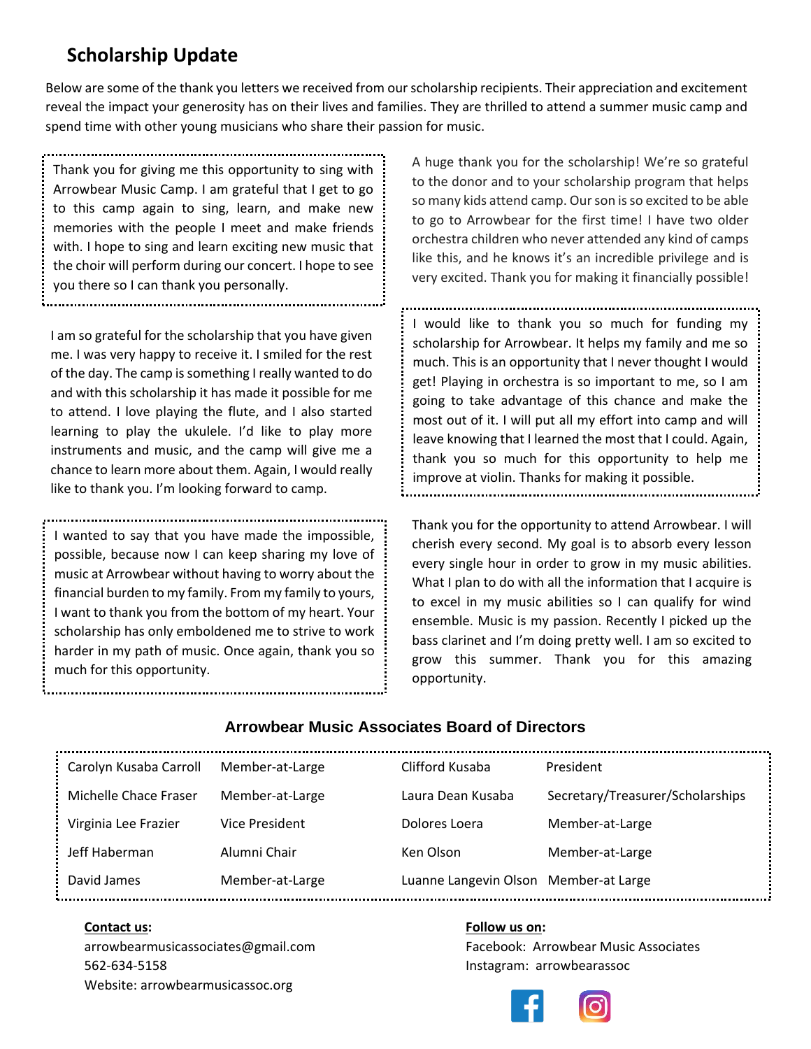## Scholarship Update

Below are some of the thank you letters we received from our scholarship recipients. Their appreciation and excitement reveal the impact your generosity has on their lives and families. They are thrilled to attend a summer music camp and spend time with other young musicians who share their passion for music.

Thank you for giving me this opportunity to sing with Arrowbear Music Camp. I am grateful that I get to go to this camp again to sing, learn, and make new memories with the people I meet and make friends with. I hope to sing and learn exciting new music that the choir will perform during our concert. I hope to see you there so I can thank you personally.

I am so grateful for the scholarship that you have given me. I was very happy to receive it. I smiled for the rest of the day. The camp is something I really wanted to do and with this scholarship it has made it possible for me to attend. I love playing the flute, and I also started learning to play the ukulele. I'd like to play more instruments and music, and the camp will give me a chance to learn more about them. Again, I would really like to thank you. I'm looking forward to camp.

I wanted to say that you have made the impossible, possible, because now I can keep sharing my love of music at Arrowbear without having to worry about the financial burden to my family. From my family to yours, I want to thank you from the bottom of my heart. Your scholarship has only emboldened me to strive to work harder in my path of music. Once again, thank you so much for this opportunity.

A huge thank you for the scholarship! We're so grateful to the donor and to your scholarship program that helps so many kids attend camp. Our son is so excited to be able to go to Arrowbear for the first time! I have two older orchestra children who never attended any kind of camps like this, and he knows it's an incredible privilege and is very excited. Thank you for making it financially possible!

I would like to thank you so much for funding my scholarship for Arrowbear. It helps my family and me so much. This is an opportunity that I never thought I would get! Playing in orchestra is so important to me, so I am going to take advantage of this chance and make the most out of it. I will put all my effort into camp and will leave knowing that I learned the most that I could. Again, thank you so much for this opportunity to help me improve at violin. Thanks for making it possible.

Thank you for the opportunity to attend Arrowbear. I will cherish every second. My goal is to absorb every lesson every single hour in order to grow in my music abilities. What I plan to do with all the information that I acquire is to excel in my music abilities so I can qualify for wind ensemble. Music is my passion. Recently I picked up the bass clarinet and I'm doing pretty well. I am so excited to grow this summer. Thank you for this amazing opportunity.

### Arrowbear Music Associates Board of Directors

| | | | |
|---|---|---|---|
| Carolyn Kusaba Carroll | Member-at-Large | Clifford Kusaba | President |
| Michelle Chace Fraser | Member-at-Large | Laura Dean Kusaba | Secretary/Treasurer/Scholarships |
| Virginia Lee Frazier | Vice President | Dolores Loera | Member-at-Large |
| Jeff Haberman | Alumni Chair | Ken Olson | Member-at-Large |
| David James | Member-at-Large | Luanne Langevin Olson | Member-at Large |

**Contact us:**
arrowbearmusicassociates@gmail.com
562-634-5158
Website: arrowbearmusicassoc.org

**Follow us on:**
Facebook: Arrowbear Music Associates
Instagram: arrowbearassoc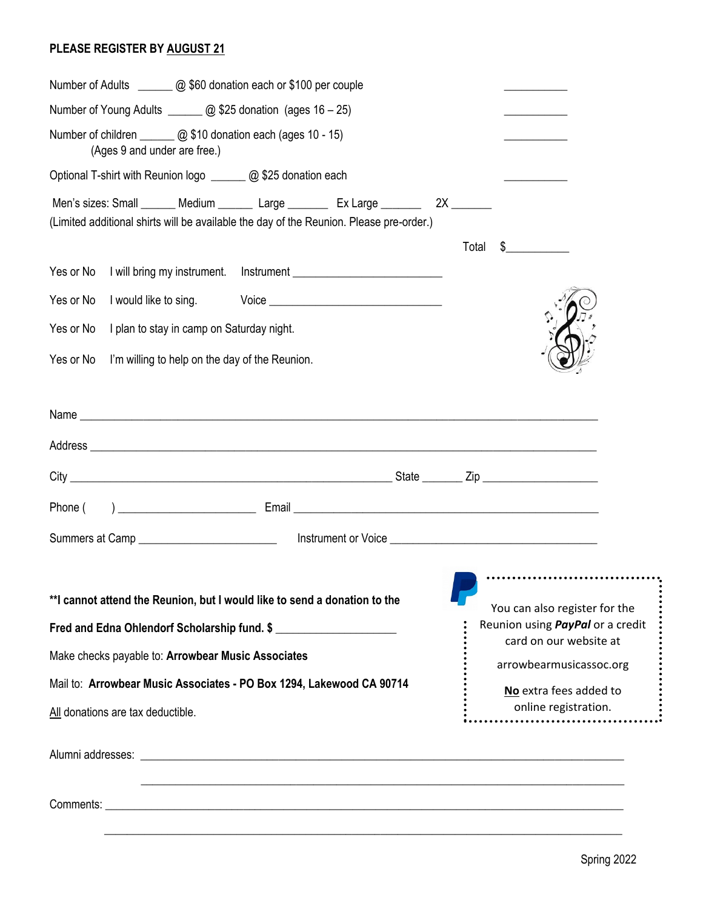**PLEASE REGISTER BY <u>AUGUST 21</u>**

Number of Adults ______ @ $60 donation each or $100 per couple ___________

Number of Young Adults ______ @ $25 donation (ages 16 – 25) ___________

Number of children ______ @ $10 donation each (ages 10 - 15) ___________
(Ages 9 and under are free.)

Optional T-shirt with Reunion logo ______ @ $25 donation each ___________

Men's sizes: Small ______ Medium ______ Large _______ Ex Large _______ 2X _______
(Limited additional shirts will be available the day of the Reunion. Please pre-order.)

Total $___________

Yes or No I will bring my instrument. Instrument ________________________

Yes or No I would like to sing. Voice ____________________________

Yes or No I plan to stay in camp on Saturday night.

Yes or No I'm willing to help on the day of the Reunion.

Name ______________________________________________________________________________

Address ____________________________________________________________________________

City ________________________________________________ State _______ Zip __________________

Phone ( ) ______________________ Email ___________________________________________________

Summers at Camp ______________________ Instrument or Voice _________________________________

**\*\*I cannot attend the Reunion, but I would like to send a donation to the Fred and Edna Ohlendorf Scholarship fund. $** ____________________

Make checks payable to: **Arrowbear Music Associates**

Mail to: **Arrowbear Music Associates - PO Box 1294, Lakewood CA 90714**

<u>All</u> donations are tax deductible.

You can also register for the Reunion using ***PayPal*** or a credit card on our website at arrowbearmusicassoc.org

<u>**No**</u> extra fees added to online registration.

Alumni addresses: ___________________________________________________________________________

___________________________________________________________________________

Comments: ___________________________________________________________________________

___________________________________________________________________________

Spring 2022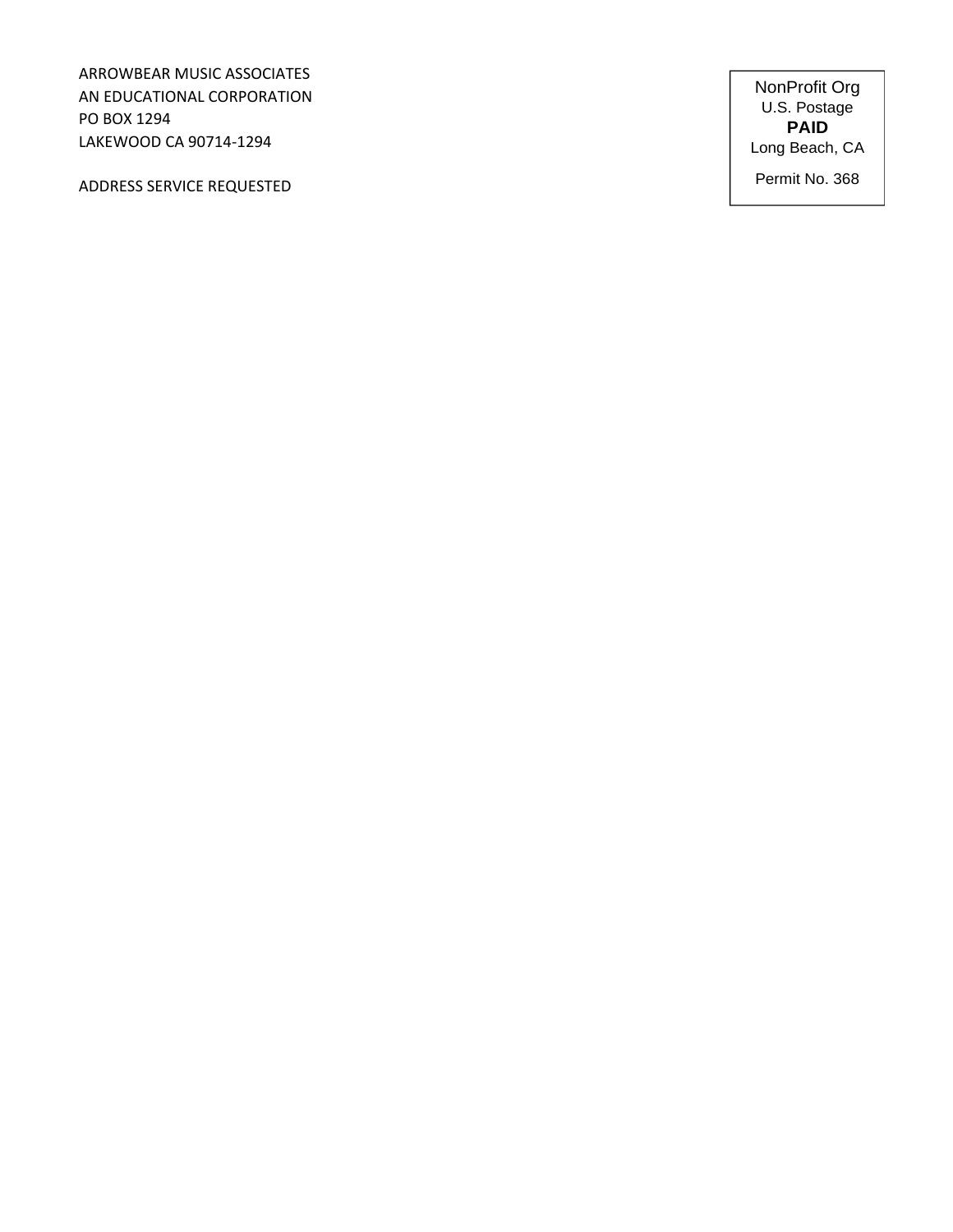ARROWBEAR MUSIC ASSOCIATES
AN EDUCATIONAL CORPORATION
PO BOX 1294
LAKEWOOD CA 90714-1294

ADDRESS SERVICE REQUESTED

NonProfit Org
U.S. Postage
**PAID**
Long Beach, CA
Permit No. 368